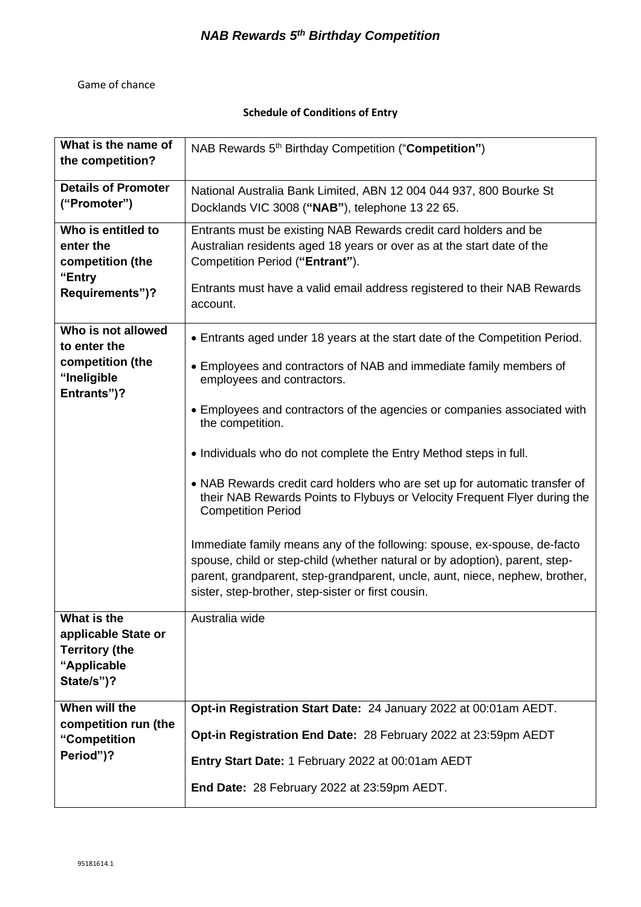# *NAB Rewards 5th Birthday Competition*

Game of chance

**Schedule of Conditions of Entry**

| What is the name of the competition? | NAB Rewards 5th Birthday Competition ("**Competition"**) |
|---|---|
| **Details of Promoter ("Promoter")** | National Australia Bank Limited, ABN 12 004 044 937, 800 Bourke St Docklands VIC 3008 (**"NAB"**), telephone 13 22 65. |
| **Who is entitled to enter the competition (the "Entry Requirements")?** | Entrants must be existing NAB Rewards credit card holders and be Australian residents aged 18 years or over as at the start date of the Competition Period (**"Entrant"**).<br><br>Entrants must have a valid email address registered to their NAB Rewards account. |
| **Who is not allowed to enter the competition (the "Ineligible Entrants")?** | • Entrants aged under 18 years at the start date of the Competition Period.<br>• Employees and contractors of NAB and immediate family members of employees and contractors.<br>• Employees and contractors of the agencies or companies associated with the competition.<br>• Individuals who do not complete the Entry Method steps in full.<br>• NAB Rewards credit card holders who are set up for automatic transfer of their NAB Rewards Points to Flybuys or Velocity Frequent Flyer during the Competition Period<br><br>Immediate family means any of the following: spouse, ex-spouse, de-facto spouse, child or step-child (whether natural or by adoption), parent, step-parent, grandparent, step-grandparent, uncle, aunt, niece, nephew, brother, sister, step-brother, step-sister or first cousin. |
| **What is the applicable State or Territory (the "Applicable State/s")?** | Australia wide |
| **When will the competition run (the "Competition Period")?** | **Opt-in Registration Start Date:** 24 January 2022 at 00:01am AEDT.<br><br>**Opt-in Registration End Date:** 28 February 2022 at 23:59pm AEDT<br><br>**Entry Start Date:** 1 February 2022 at 00:01am AEDT<br><br>**End Date:** 28 February 2022 at 23:59pm AEDT. |

95181614.1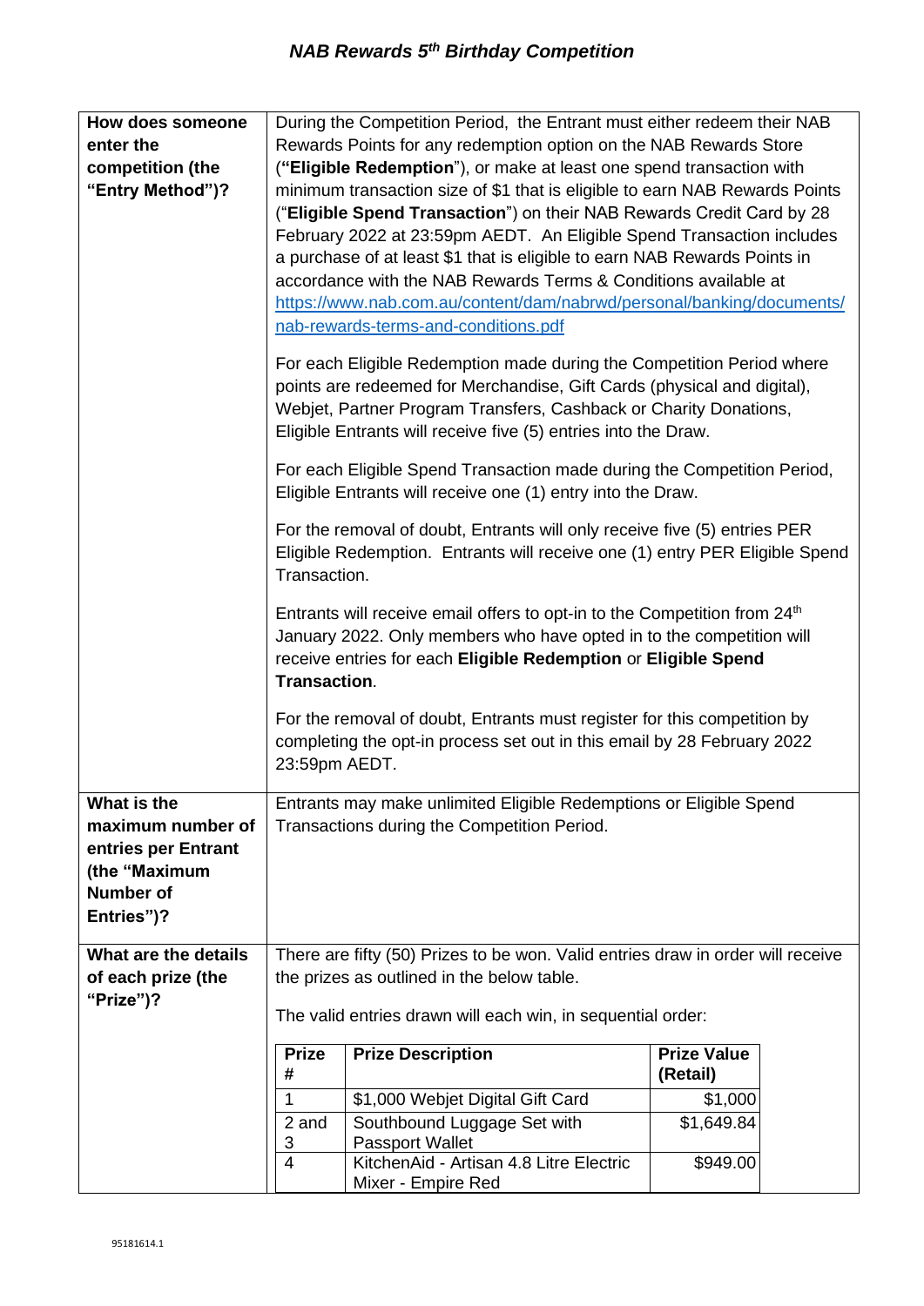*NAB Rewards 5th Birthday Competition*

| | |
|---|---|
| **How does someone enter the competition (the "Entry Method")?** | During the Competition Period, the Entrant must either redeem their NAB Rewards Points for any redemption option on the NAB Rewards Store (**"Eligible Redemption**"), or make at least one spend transaction with minimum transaction size of $1 that is eligible to earn NAB Rewards Points ("**Eligible Spend Transaction**") on their NAB Rewards Credit Card by 28 February 2022 at 23:59pm AEDT. An Eligible Spend Transaction includes a purchase of at least $1 that is eligible to earn NAB Rewards Points in accordance with the NAB Rewards Terms & Conditions available at https://www.nab.com.au/content/dam/nabrwd/personal/banking/documents/nab-rewards-terms-and-conditions.pdf<br><br>For each Eligible Redemption made during the Competition Period where points are redeemed for Merchandise, Gift Cards (physical and digital), Webjet, Partner Program Transfers, Cashback or Charity Donations, Eligible Entrants will receive five (5) entries into the Draw.<br><br>For each Eligible Spend Transaction made during the Competition Period, Eligible Entrants will receive one (1) entry into the Draw.<br><br>For the removal of doubt, Entrants will only receive five (5) entries PER Eligible Redemption. Entrants will receive one (1) entry PER Eligible Spend Transaction.<br><br>Entrants will receive email offers to opt-in to the Competition from 24th January 2022. Only members who have opted in to the competition will receive entries for each **Eligible Redemption** or **Eligible Spend Transaction**.<br><br>For the removal of doubt, Entrants must register for this competition by completing the opt-in process set out in this email by 28 February 2022 23:59pm AEDT. |
| **What is the maximum number of entries per Entrant (the "Maximum Number of Entries")?** | Entrants may make unlimited Eligible Redemptions or Eligible Spend Transactions during the Competition Period. |
| **What are the details of each prize (the "Prize")?** | There are fifty (50) Prizes to be won. Valid entries draw in order will receive the prizes as outlined in the below table.<br><br>The valid entries drawn will each win, in sequential order: |

| Prize # | Prize Description | Prize Value (Retail) |
|---|---|---|
| 1 | $1,000 Webjet Digital Gift Card | $1,000 |
| 2 and 3 | Southbound Luggage Set with Passport Wallet | $1,649.84 |
| 4 | KitchenAid - Artisan 4.8 Litre Electric Mixer - Empire Red | $949.00 |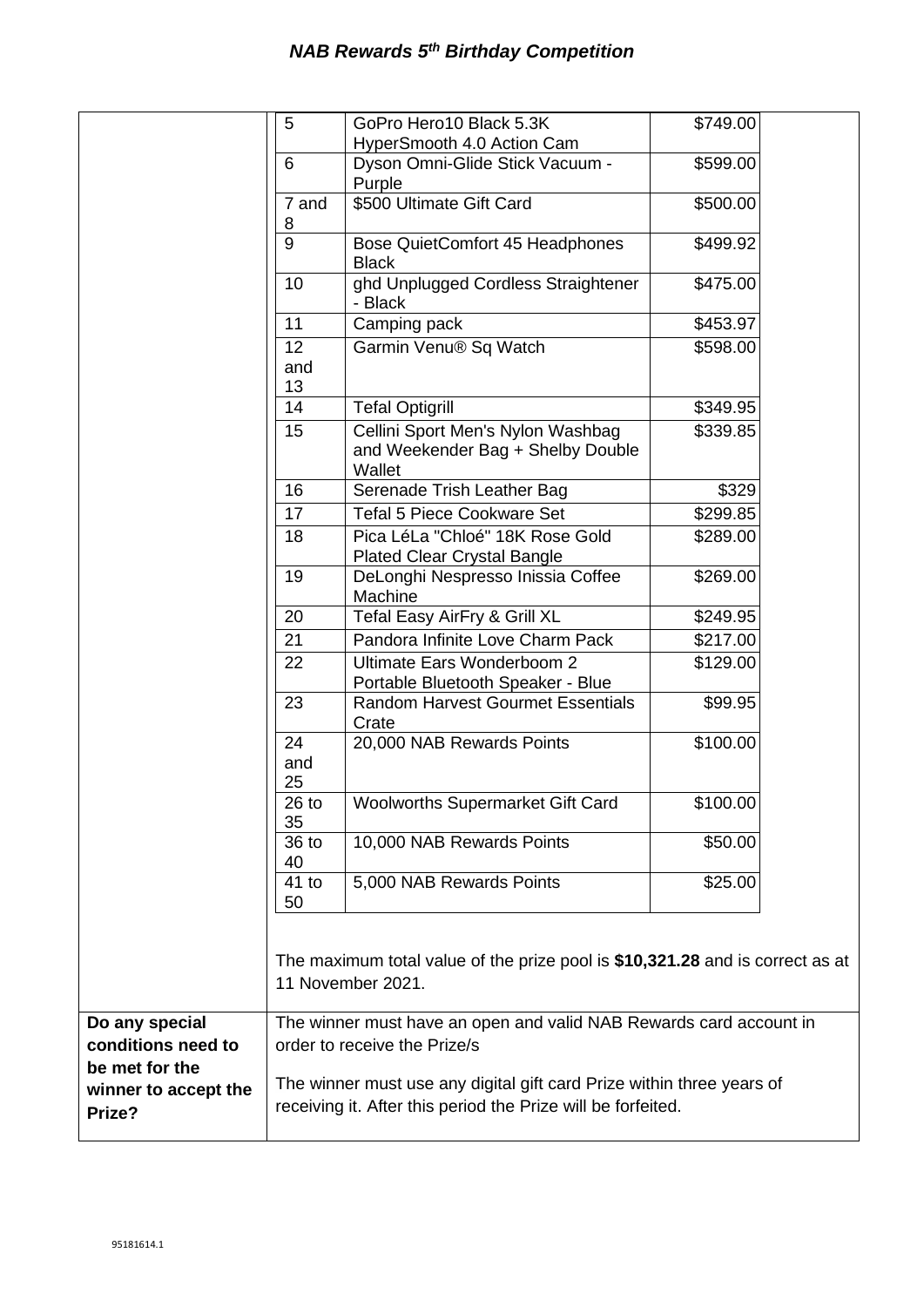## *NAB Rewards 5th Birthday Competition*

| | | | |
|---|---|---|---|
| | 5 | GoPro Hero10 Black 5.3K HyperSmooth 4.0 Action Cam | $749.00 |
| | 6 | Dyson Omni-Glide Stick Vacuum - Purple | $599.00 |
| | 7 and 8 | $500 Ultimate Gift Card | $500.00 |
| | 9 | Bose QuietComfort 45 Headphones Black | $499.92 |
| | 10 | ghd Unplugged Cordless Straightener - Black | $475.00 |
| | 11 | Camping pack | $453.97 |
| | 12 and 13 | Garmin Venu® Sq Watch | $598.00 |
| | 14 | Tefal Optigrill | $349.95 |
| | 15 | Cellini Sport Men's Nylon Washbag and Weekender Bag + Shelby Double Wallet | $339.85 |
| | 16 | Serenade Trish Leather Bag | $329 |
| | 17 | Tefal 5 Piece Cookware Set | $299.85 |
| | 18 | Pica LéLa "Chloé" 18K Rose Gold Plated Clear Crystal Bangle | $289.00 |
| | 19 | DeLonghi Nespresso Inissia Coffee Machine | $269.00 |
| | 20 | Tefal Easy AirFry & Grill XL | $249.95 |
| | 21 | Pandora Infinite Love Charm Pack | $217.00 |
| | 22 | Ultimate Ears Wonderboom 2 Portable Bluetooth Speaker - Blue | $129.00 |
| | 23 | Random Harvest Gourmet Essentials Crate | $99.95 |
| | 24 and 25 | 20,000 NAB Rewards Points | $100.00 |
| | 26 to 35 | Woolworths Supermarket Gift Card | $100.00 |
| | 36 to 40 | 10,000 NAB Rewards Points | $50.00 |
| | 41 to 50 | 5,000 NAB Rewards Points | $25.00 |

The maximum total value of the prize pool is **$10,321.28** and is correct as at 11 November 2021.

| | |
|---|---|
| **Do any special conditions need to be met for the winner to accept the Prize?** | The winner must have an open and valid NAB Rewards card account in order to receive the Prize/s<br><br>The winner must use any digital gift card Prize within three years of receiving it. After this period the Prize will be forfeited. |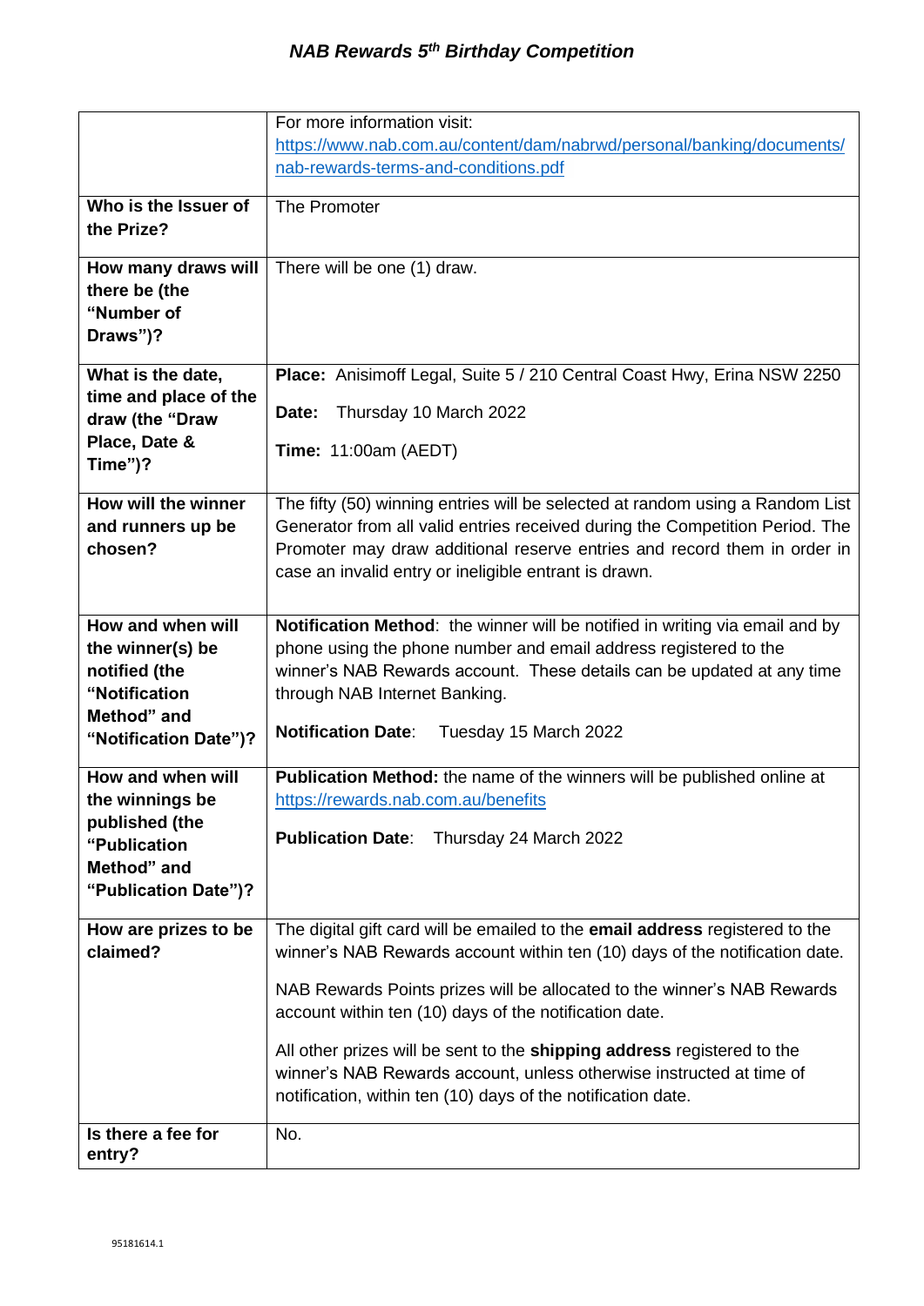# *NAB Rewards 5th Birthday Competition*

| | |
|---|---|
| | For more information visit: https://www.nab.com.au/content/dam/nabrwd/personal/banking/documents/nab-rewards-terms-and-conditions.pdf |
| **Who is the Issuer of the Prize?** | The Promoter |
| **How many draws will there be (the "Number of Draws")?** | There will be one (1) draw. |
| **What is the date, time and place of the draw (the "Draw Place, Date & Time")?** | **Place:** Anisimoff Legal, Suite 5 / 210 Central Coast Hwy, Erina NSW 2250<br><br>**Date:** Thursday 10 March 2022<br><br>**Time:** 11:00am (AEDT) |
| **How will the winner and runners up be chosen?** | The fifty (50) winning entries will be selected at random using a Random List Generator from all valid entries received during the Competition Period. The Promoter may draw additional reserve entries and record them in order in case an invalid entry or ineligible entrant is drawn. |
| **How and when will the winner(s) be notified (the "Notification Method" and "Notification Date")?** | **Notification Method**: the winner will be notified in writing via email and by phone using the phone number and email address registered to the winner's NAB Rewards account. These details can be updated at any time through NAB Internet Banking.<br><br>**Notification Date**: Tuesday 15 March 2022 |
| **How and when will the winnings be published (the "Publication Method" and "Publication Date")?** | **Publication Method:** the name of the winners will be published online at https://rewards.nab.com.au/benefits<br><br>**Publication Date**: Thursday 24 March 2022 |
| **How are prizes to be claimed?** | The digital gift card will be emailed to the **email address** registered to the winner's NAB Rewards account within ten (10) days of the notification date.<br><br>NAB Rewards Points prizes will be allocated to the winner's NAB Rewards account within ten (10) days of the notification date.<br><br>All other prizes will be sent to the **shipping address** registered to the winner's NAB Rewards account, unless otherwise instructed at time of notification, within ten (10) days of the notification date. |
| **Is there a fee for entry?** | No. |

95181614.1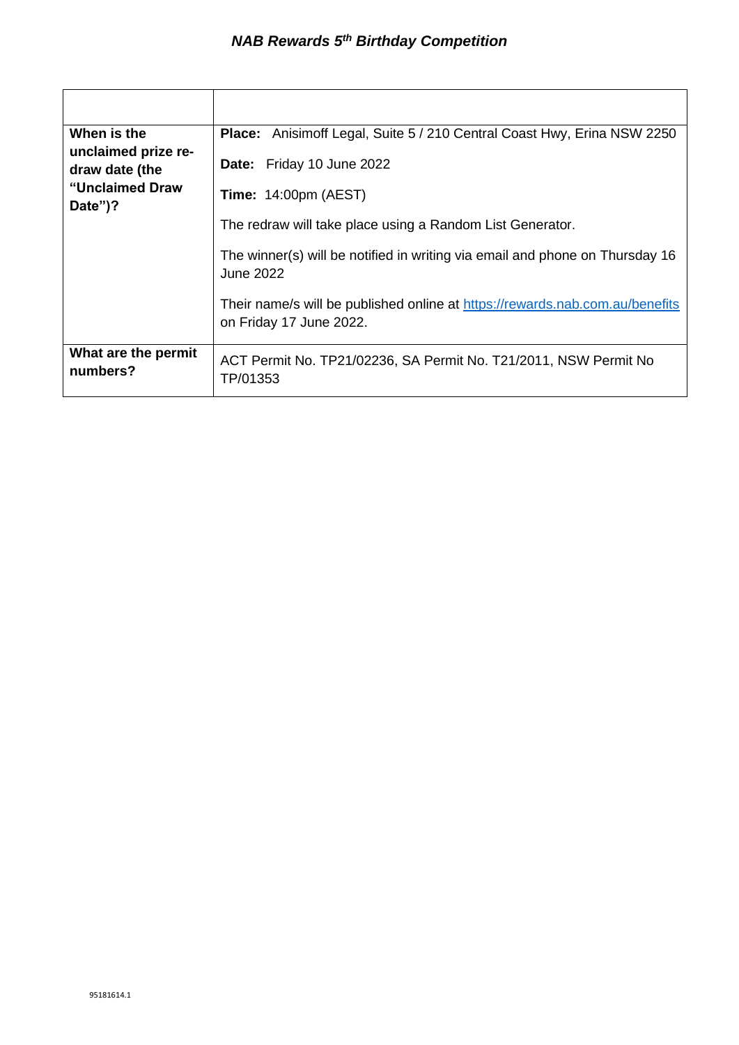# *NAB Rewards 5th Birthday Competition*

| | |
|---|---|
| **When is the unclaimed prize re-draw date (the "Unclaimed Draw Date")?** | **Place:** Anisimoff Legal, Suite 5 / 210 Central Coast Hwy, Erina NSW 2250<br><br>**Date:** Friday 10 June 2022<br><br>**Time:** 14:00pm (AEST)<br><br>The redraw will take place using a Random List Generator.<br><br>The winner(s) will be notified in writing via email and phone on Thursday 16 June 2022<br><br>Their name/s will be published online at https://rewards.nab.com.au/benefits on Friday 17 June 2022. |
| **What are the permit numbers?** | ACT Permit No. TP21/02236, SA Permit No. T21/2011, NSW Permit No TP/01353 |

95181614.1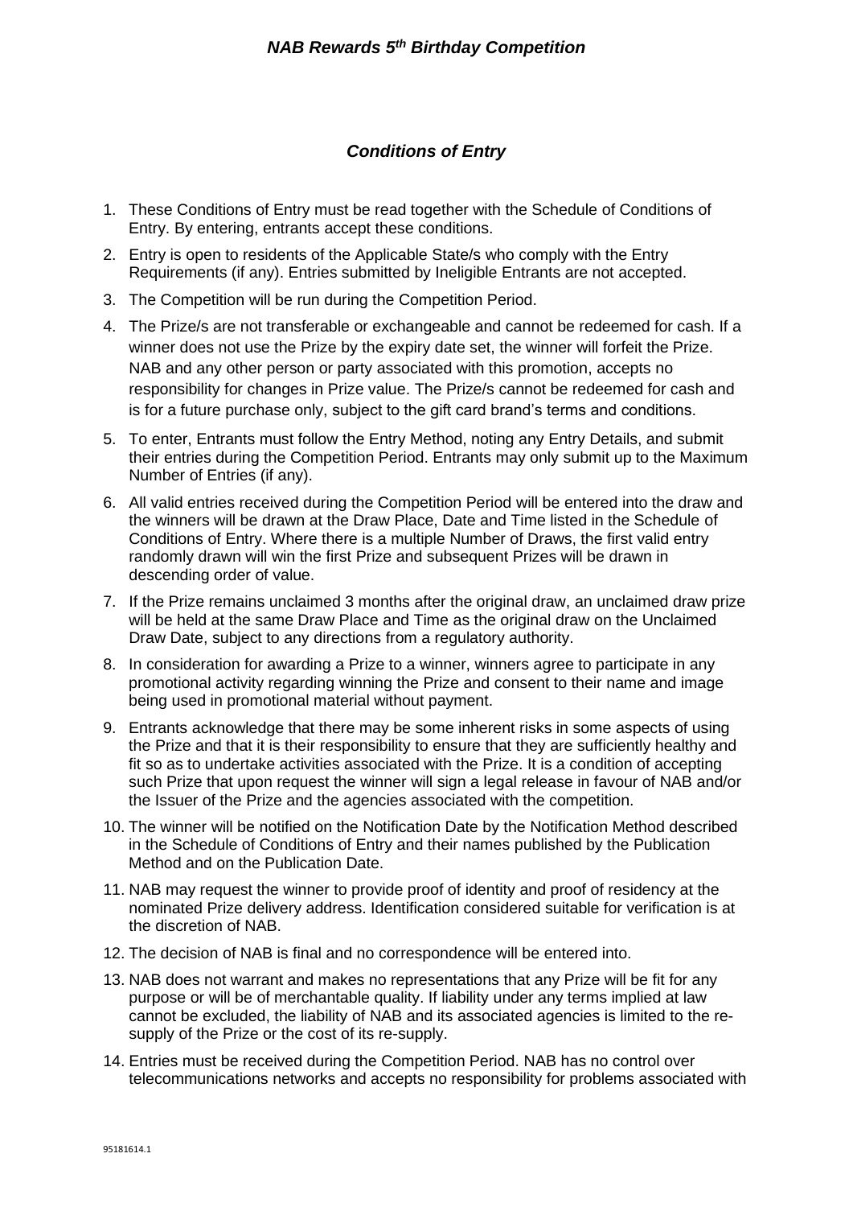# *NAB Rewards 5th Birthday Competition*

## *Conditions of Entry*

1. These Conditions of Entry must be read together with the Schedule of Conditions of Entry. By entering, entrants accept these conditions.
2. Entry is open to residents of the Applicable State/s who comply with the Entry Requirements (if any). Entries submitted by Ineligible Entrants are not accepted.
3. The Competition will be run during the Competition Period.
4. The Prize/s are not transferable or exchangeable and cannot be redeemed for cash. If a winner does not use the Prize by the expiry date set, the winner will forfeit the Prize. NAB and any other person or party associated with this promotion, accepts no responsibility for changes in Prize value. The Prize/s cannot be redeemed for cash and is for a future purchase only, subject to the gift card brand's terms and conditions.
5. To enter, Entrants must follow the Entry Method, noting any Entry Details, and submit their entries during the Competition Period. Entrants may only submit up to the Maximum Number of Entries (if any).
6. All valid entries received during the Competition Period will be entered into the draw and the winners will be drawn at the Draw Place, Date and Time listed in the Schedule of Conditions of Entry. Where there is a multiple Number of Draws, the first valid entry randomly drawn will win the first Prize and subsequent Prizes will be drawn in descending order of value.
7. If the Prize remains unclaimed 3 months after the original draw, an unclaimed draw prize will be held at the same Draw Place and Time as the original draw on the Unclaimed Draw Date, subject to any directions from a regulatory authority.
8. In consideration for awarding a Prize to a winner, winners agree to participate in any promotional activity regarding winning the Prize and consent to their name and image being used in promotional material without payment.
9. Entrants acknowledge that there may be some inherent risks in some aspects of using the Prize and that it is their responsibility to ensure that they are sufficiently healthy and fit so as to undertake activities associated with the Prize. It is a condition of accepting such Prize that upon request the winner will sign a legal release in favour of NAB and/or the Issuer of the Prize and the agencies associated with the competition.
10. The winner will be notified on the Notification Date by the Notification Method described in the Schedule of Conditions of Entry and their names published by the Publication Method and on the Publication Date.
11. NAB may request the winner to provide proof of identity and proof of residency at the nominated Prize delivery address. Identification considered suitable for verification is at the discretion of NAB.
12. The decision of NAB is final and no correspondence will be entered into.
13. NAB does not warrant and makes no representations that any Prize will be fit for any purpose or will be of merchantable quality. If liability under any terms implied at law cannot be excluded, the liability of NAB and its associated agencies is limited to the re-supply of the Prize or the cost of its re-supply.
14. Entries must be received during the Competition Period. NAB has no control over telecommunications networks and accepts no responsibility for problems associated with

95181614.1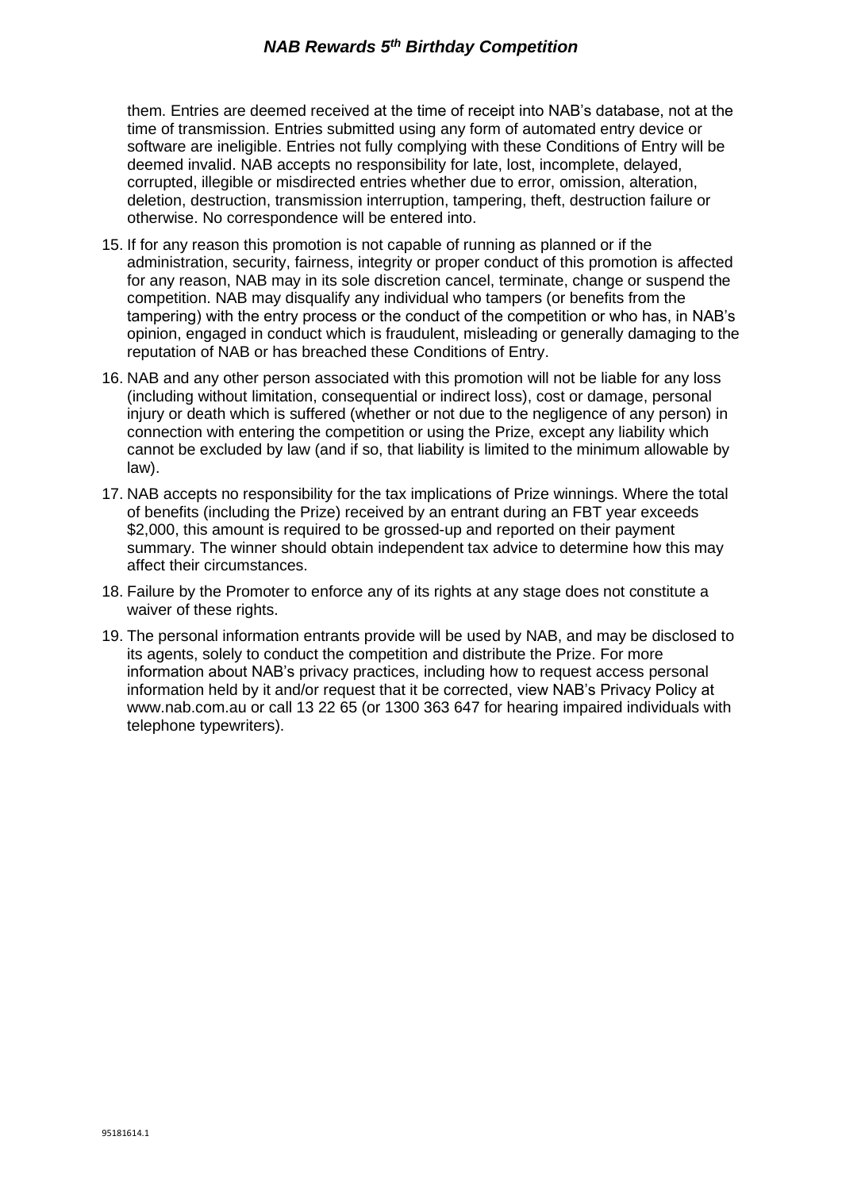them. Entries are deemed received at the time of receipt into NAB's database, not at the time of transmission. Entries submitted using any form of automated entry device or software are ineligible. Entries not fully complying with these Conditions of Entry will be deemed invalid. NAB accepts no responsibility for late, lost, incomplete, delayed, corrupted, illegible or misdirected entries whether due to error, omission, alteration, deletion, destruction, transmission interruption, tampering, theft, destruction failure or otherwise. No correspondence will be entered into.

15. If for any reason this promotion is not capable of running as planned or if the administration, security, fairness, integrity or proper conduct of this promotion is affected for any reason, NAB may in its sole discretion cancel, terminate, change or suspend the competition. NAB may disqualify any individual who tampers (or benefits from the tampering) with the entry process or the conduct of the competition or who has, in NAB's opinion, engaged in conduct which is fraudulent, misleading or generally damaging to the reputation of NAB or has breached these Conditions of Entry.
16. NAB and any other person associated with this promotion will not be liable for any loss (including without limitation, consequential or indirect loss), cost or damage, personal injury or death which is suffered (whether or not due to the negligence of any person) in connection with entering the competition or using the Prize, except any liability which cannot be excluded by law (and if so, that liability is limited to the minimum allowable by law).
17. NAB accepts no responsibility for the tax implications of Prize winnings. Where the total of benefits (including the Prize) received by an entrant during an FBT year exceeds $2,000, this amount is required to be grossed-up and reported on their payment summary. The winner should obtain independent tax advice to determine how this may affect their circumstances.
18. Failure by the Promoter to enforce any of its rights at any stage does not constitute a waiver of these rights.
19. The personal information entrants provide will be used by NAB, and may be disclosed to its agents, solely to conduct the competition and distribute the Prize. For more information about NAB's privacy practices, including how to request access personal information held by it and/or request that it be corrected, view NAB's Privacy Policy at www.nab.com.au or call 13 22 65 (or 1300 363 647 for hearing impaired individuals with telephone typewriters).